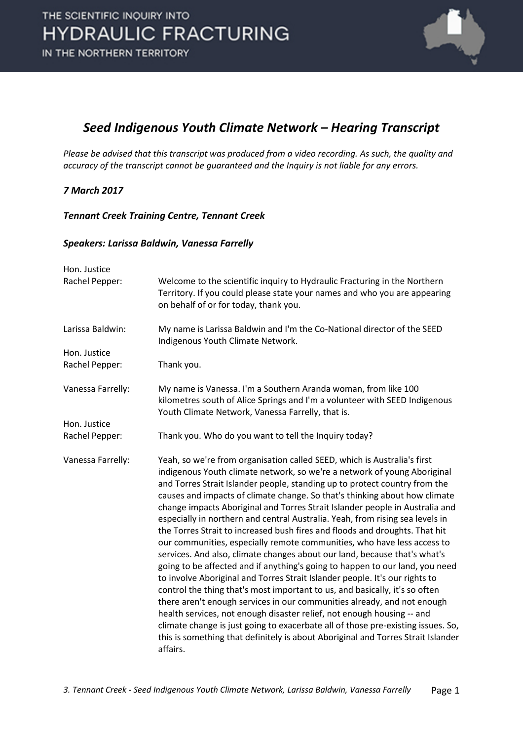# *Seed Indigenous Youth Climate Network – Hearing Transcript*

*Please be advised that this transcript was produced from a video recording. As such, the quality and accuracy of the transcript cannot be guaranteed and the Inquiry is not liable for any errors.*

***7 March 2017***

***Tennant Creek Training Centre, Tennant Creek***

***Speakers: Larissa Baldwin, Vanessa Farrelly***

| | |
|---|---|
| Hon. Justice Rachel Pepper: | Welcome to the scientific inquiry to Hydraulic Fracturing in the Northern Territory. If you could please state your names and who you are appearing on behalf of or for today, thank you. |
| Larissa Baldwin: | My name is Larissa Baldwin and I'm the Co-National director of the SEED Indigenous Youth Climate Network. |
| Hon. Justice Rachel Pepper: | Thank you. |
| Vanessa Farrelly: | My name is Vanessa. I'm a Southern Aranda woman, from like 100 kilometres south of Alice Springs and I'm a volunteer with SEED Indigenous Youth Climate Network, Vanessa Farrelly, that is. |
| Hon. Justice Rachel Pepper: | Thank you. Who do you want to tell the Inquiry today? |
| Vanessa Farrelly: | Yeah, so we're from organisation called SEED, which is Australia's first indigenous Youth climate network, so we're a network of young Aboriginal and Torres Strait Islander people, standing up to protect country from the causes and impacts of climate change. So that's thinking about how climate change impacts Aboriginal and Torres Strait Islander people in Australia and especially in northern and central Australia. Yeah, from rising sea levels in the Torres Strait to increased bush fires and floods and droughts. That hit our communities, especially remote communities, who have less access to services. And also, climate changes about our land, because that's what's going to be affected and if anything's going to happen to our land, you need to involve Aboriginal and Torres Strait Islander people. It's our rights to control the thing that's most important to us, and basically, it's so often there aren't enough services in our communities already, and not enough health services, not enough disaster relief, not enough housing -- and climate change is just going to exacerbate all of those pre-existing issues. So, this is something that definitely is about Aboriginal and Torres Strait Islander affairs. |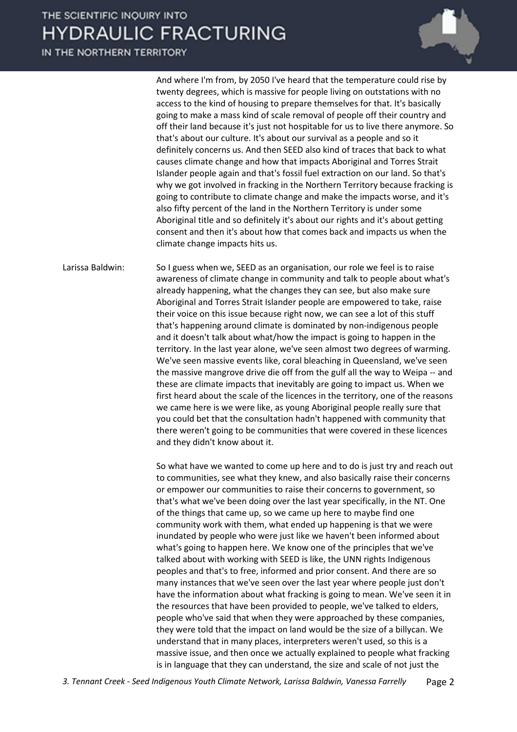And where I'm from, by 2050 I've heard that the temperature could rise by twenty degrees, which is massive for people living on outstations with no access to the kind of housing to prepare themselves for that. It's basically going to make a mass kind of scale removal of people off their country and off their land because it's just not hospitable for us to live there anymore. So that's about our culture. It's about our survival as a people and so it definitely concerns us. And then SEED also kind of traces that back to what causes climate change and how that impacts Aboriginal and Torres Strait Islander people again and that's fossil fuel extraction on our land. So that's why we got involved in fracking in the Northern Territory because fracking is going to contribute to climate change and make the impacts worse, and it's also fifty percent of the land in the Northern Territory is under some Aboriginal title and so definitely it's about our rights and it's about getting consent and then it's about how that comes back and impacts us when the climate change impacts hits us.

Larissa Baldwin: So I guess when we, SEED as an organisation, our role we feel is to raise awareness of climate change in community and talk to people about what's already happening, what the changes they can see, but also make sure Aboriginal and Torres Strait Islander people are empowered to take, raise their voice on this issue because right now, we can see a lot of this stuff that's happening around climate is dominated by non-indigenous people and it doesn't talk about what/how the impact is going to happen in the territory. In the last year alone, we've seen almost two degrees of warming. We've seen massive events like, coral bleaching in Queensland, we've seen the massive mangrove drive die off from the gulf all the way to Weipa -- and these are climate impacts that inevitably are going to impact us. When we first heard about the scale of the licences in the territory, one of the reasons we came here is we were like, as young Aboriginal people really sure that you could bet that the consultation hadn't happened with community that there weren't going to be communities that were covered in these licences and they didn't know about it.

So what have we wanted to come up here and to do is just try and reach out to communities, see what they knew, and also basically raise their concerns or empower our communities to raise their concerns to government, so that's what we've been doing over the last year specifically, in the NT. One of the things that came up, so we came up here to maybe find one community work with them, what ended up happening is that we were inundated by people who were just like we haven't been informed about what's going to happen here. We know one of the principles that we've talked about with working with SEED is like, the UNN rights Indigenous peoples and that's to free, informed and prior consent. And there are so many instances that we've seen over the last year where people just don't have the information about what fracking is going to mean. We've seen it in the resources that have been provided to people, we've talked to elders, people who've said that when they were approached by these companies, they were told that the impact on land would be the size of a billycan. We understand that in many places, interpreters weren't used, so this is a massive issue, and then once we actually explained to people what fracking is in language that they can understand, the size and scale of not just the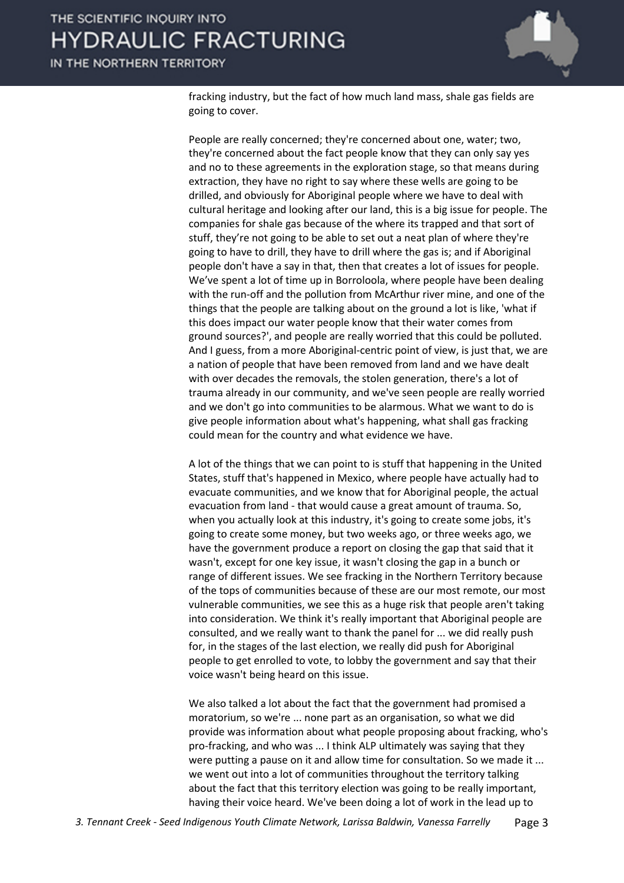fracking industry, but the fact of how much land mass, shale gas fields are going to cover.

People are really concerned; they're concerned about one, water; two, they're concerned about the fact people know that they can only say yes and no to these agreements in the exploration stage, so that means during extraction, they have no right to say where these wells are going to be drilled, and obviously for Aboriginal people where we have to deal with cultural heritage and looking after our land, this is a big issue for people. The companies for shale gas because of the where its trapped and that sort of stuff, they're not going to be able to set out a neat plan of where they're going to have to drill, they have to drill where the gas is; and if Aboriginal people don't have a say in that, then that creates a lot of issues for people. We've spent a lot of time up in Borroloola, where people have been dealing with the run-off and the pollution from McArthur river mine, and one of the things that the people are talking about on the ground a lot is like, 'what if this does impact our water people know that their water comes from ground sources?', and people are really worried that this could be polluted. And I guess, from a more Aboriginal-centric point of view, is just that, we are a nation of people that have been removed from land and we have dealt with over decades the removals, the stolen generation, there's a lot of trauma already in our community, and we've seen people are really worried and we don't go into communities to be alarmous. What we want to do is give people information about what's happening, what shall gas fracking could mean for the country and what evidence we have.

A lot of the things that we can point to is stuff that happening in the United States, stuff that's happened in Mexico, where people have actually had to evacuate communities, and we know that for Aboriginal people, the actual evacuation from land - that would cause a great amount of trauma. So, when you actually look at this industry, it's going to create some jobs, it's going to create some money, but two weeks ago, or three weeks ago, we have the government produce a report on closing the gap that said that it wasn't, except for one key issue, it wasn't closing the gap in a bunch or range of different issues. We see fracking in the Northern Territory because of the tops of communities because of these are our most remote, our most vulnerable communities, we see this as a huge risk that people aren't taking into consideration. We think it's really important that Aboriginal people are consulted, and we really want to thank the panel for ... we did really push for, in the stages of the last election, we really did push for Aboriginal people to get enrolled to vote, to lobby the government and say that their voice wasn't being heard on this issue.

We also talked a lot about the fact that the government had promised a moratorium, so we're ... none part as an organisation, so what we did provide was information about what people proposing about fracking, who's pro-fracking, and who was ... I think ALP ultimately was saying that they were putting a pause on it and allow time for consultation. So we made it ... we went out into a lot of communities throughout the territory talking about the fact that this territory election was going to be really important, having their voice heard. We've been doing a lot of work in the lead up to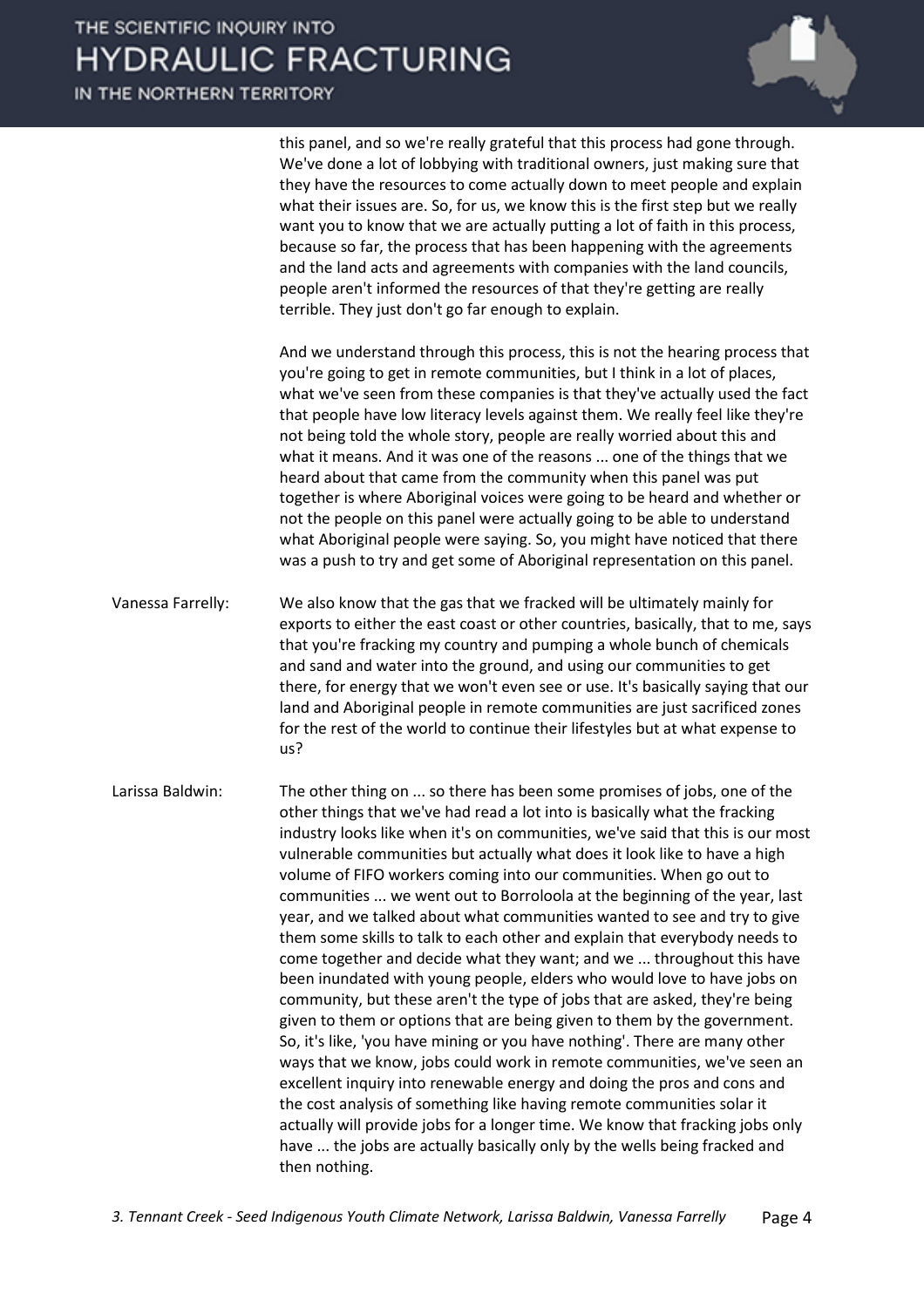this panel, and so we're really grateful that this process had gone through. We've done a lot of lobbying with traditional owners, just making sure that they have the resources to come actually down to meet people and explain what their issues are. So, for us, we know this is the first step but we really want you to know that we are actually putting a lot of faith in this process, because so far, the process that has been happening with the agreements and the land acts and agreements with companies with the land councils, people aren't informed the resources of that they're getting are really terrible. They just don't go far enough to explain.

And we understand through this process, this is not the hearing process that you're going to get in remote communities, but I think in a lot of places, what we've seen from these companies is that they've actually used the fact that people have low literacy levels against them. We really feel like they're not being told the whole story, people are really worried about this and what it means. And it was one of the reasons ... one of the things that we heard about that came from the community when this panel was put together is where Aboriginal voices were going to be heard and whether or not the people on this panel were actually going to be able to understand what Aboriginal people were saying. So, you might have noticed that there was a push to try and get some of Aboriginal representation on this panel.

Vanessa Farrelly: We also know that the gas that we fracked will be ultimately mainly for exports to either the east coast or other countries, basically, that to me, says that you're fracking my country and pumping a whole bunch of chemicals and sand and water into the ground, and using our communities to get there, for energy that we won't even see or use. It's basically saying that our land and Aboriginal people in remote communities are just sacrificed zones for the rest of the world to continue their lifestyles but at what expense to us?

Larissa Baldwin: The other thing on ... so there has been some promises of jobs, one of the other things that we've had read a lot into is basically what the fracking industry looks like when it's on communities, we've said that this is our most vulnerable communities but actually what does it look like to have a high volume of FIFO workers coming into our communities. When go out to communities ... we went out to Borroloola at the beginning of the year, last year, and we talked about what communities wanted to see and try to give them some skills to talk to each other and explain that everybody needs to come together and decide what they want; and we ... throughout this have been inundated with young people, elders who would love to have jobs on community, but these aren't the type of jobs that are asked, they're being given to them or options that are being given to them by the government. So, it's like, 'you have mining or you have nothing'. There are many other ways that we know, jobs could work in remote communities, we've seen an excellent inquiry into renewable energy and doing the pros and cons and the cost analysis of something like having remote communities solar it actually will provide jobs for a longer time. We know that fracking jobs only have ... the jobs are actually basically only by the wells being fracked and then nothing.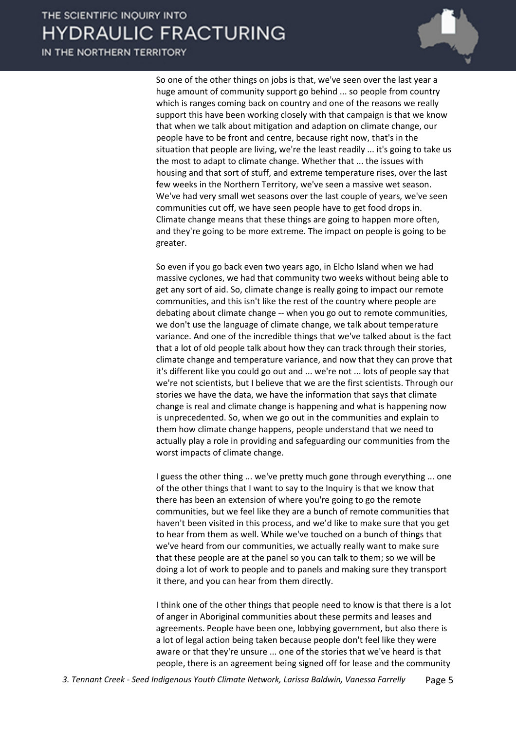So one of the other things on jobs is that, we've seen over the last year a huge amount of community support go behind ... so people from country which is ranges coming back on country and one of the reasons we really support this have been working closely with that campaign is that we know that when we talk about mitigation and adaption on climate change, our people have to be front and centre, because right now, that's in the situation that people are living, we're the least readily ... it's going to take us the most to adapt to climate change. Whether that ... the issues with housing and that sort of stuff, and extreme temperature rises, over the last few weeks in the Northern Territory, we've seen a massive wet season. We've had very small wet seasons over the last couple of years, we've seen communities cut off, we have seen people have to get food drops in. Climate change means that these things are going to happen more often, and they're going to be more extreme. The impact on people is going to be greater.

So even if you go back even two years ago, in Elcho Island when we had massive cyclones, we had that community two weeks without being able to get any sort of aid. So, climate change is really going to impact our remote communities, and this isn't like the rest of the country where people are debating about climate change -- when you go out to remote communities, we don't use the language of climate change, we talk about temperature variance. And one of the incredible things that we've talked about is the fact that a lot of old people talk about how they can track through their stories, climate change and temperature variance, and now that they can prove that it's different like you could go out and ... we're not ... lots of people say that we're not scientists, but I believe that we are the first scientists. Through our stories we have the data, we have the information that says that climate change is real and climate change is happening and what is happening now is unprecedented. So, when we go out in the communities and explain to them how climate change happens, people understand that we need to actually play a role in providing and safeguarding our communities from the worst impacts of climate change.

I guess the other thing ... we've pretty much gone through everything ... one of the other things that I want to say to the Inquiry is that we know that there has been an extension of where you're going to go the remote communities, but we feel like they are a bunch of remote communities that haven't been visited in this process, and we'd like to make sure that you get to hear from them as well. While we've touched on a bunch of things that we've heard from our communities, we actually really want to make sure that these people are at the panel so you can talk to them; so we will be doing a lot of work to people and to panels and making sure they transport it there, and you can hear from them directly.

I think one of the other things that people need to know is that there is a lot of anger in Aboriginal communities about these permits and leases and agreements. People have been one, lobbying government, but also there is a lot of legal action being taken because people don't feel like they were aware or that they're unsure ... one of the stories that we've heard is that people, there is an agreement being signed off for lease and the community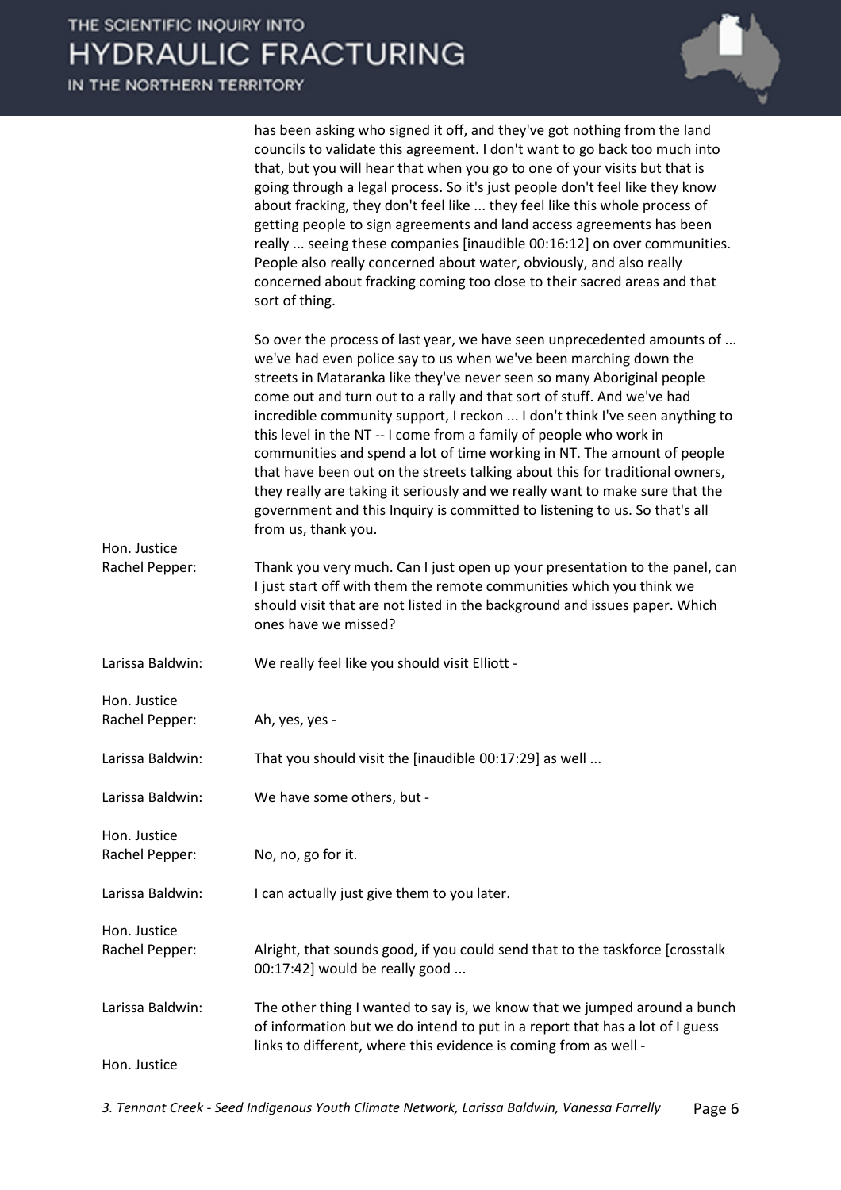has been asking who signed it off, and they've got nothing from the land councils to validate this agreement. I don't want to go back too much into that, but you will hear that when you go to one of your visits but that is going through a legal process. So it's just people don't feel like they know about fracking, they don't feel like ... they feel like this whole process of getting people to sign agreements and land access agreements has been really ... seeing these companies [inaudible 00:16:12] on over communities. People also really concerned about water, obviously, and also really concerned about fracking coming too close to their sacred areas and that sort of thing.

So over the process of last year, we have seen unprecedented amounts of ... we've had even police say to us when we've been marching down the streets in Mataranka like they've never seen so many Aboriginal people come out and turn out to a rally and that sort of stuff. And we've had incredible community support, I reckon ... I don't think I've seen anything to this level in the NT -- I come from a family of people who work in communities and spend a lot of time working in NT. The amount of people that have been out on the streets talking about this for traditional owners, they really are taking it seriously and we really want to make sure that the government and this Inquiry is committed to listening to us. So that's all from us, thank you.

**Hon. Justice Rachel Pepper:** Thank you very much. Can I just open up your presentation to the panel, can I just start off with them the remote communities which you think we should visit that are not listed in the background and issues paper. Which ones have we missed?

**Larissa Baldwin:** We really feel like you should visit Elliott -

**Hon. Justice Rachel Pepper:** Ah, yes, yes -

**Larissa Baldwin:** That you should visit the [inaudible 00:17:29] as well ...

**Larissa Baldwin:** We have some others, but -

**Hon. Justice Rachel Pepper:** No, no, go for it.

**Larissa Baldwin:** I can actually just give them to you later.

**Hon. Justice Rachel Pepper:** Alright, that sounds good, if you could send that to the taskforce [crosstalk 00:17:42] would be really good ...

**Larissa Baldwin:** The other thing I wanted to say is, we know that we jumped around a bunch of information but we do intend to put in a report that has a lot of I guess links to different, where this evidence is coming from as well -

**Hon. Justice**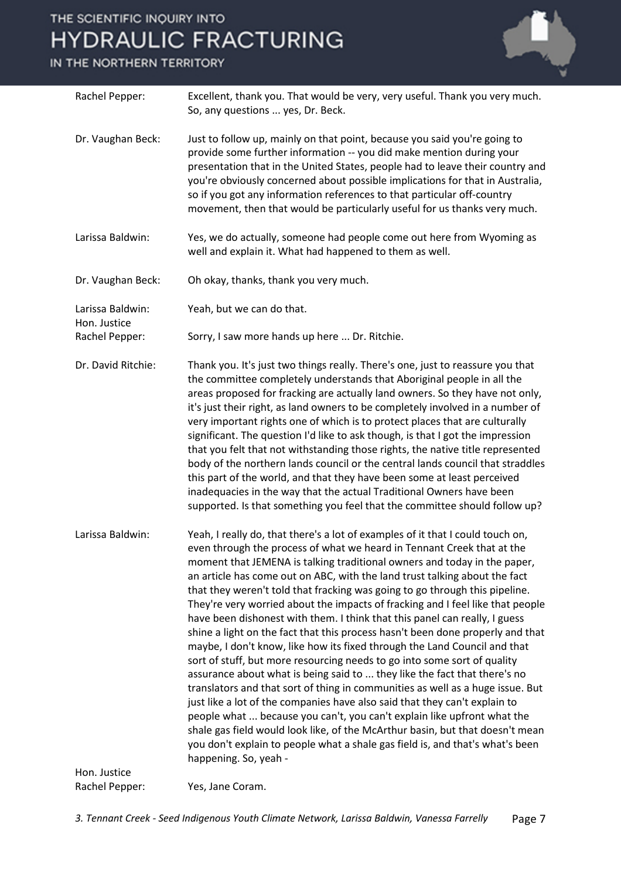Rachel Pepper: Excellent, thank you. That would be very, very useful. Thank you very much. So, any questions ... yes, Dr. Beck.

Dr. Vaughan Beck: Just to follow up, mainly on that point, because you said you're going to provide some further information -- you did make mention during your presentation that in the United States, people had to leave their country and you're obviously concerned about possible implications for that in Australia, so if you got any information references to that particular off-country movement, then that would be particularly useful for us thanks very much.

Larissa Baldwin: Yes, we do actually, someone had people come out here from Wyoming as well and explain it. What had happened to them as well.

Dr. Vaughan Beck: Oh okay, thanks, thank you very much.

Larissa Baldwin: Yeah, but we can do that.

Hon. Justice Rachel Pepper: Sorry, I saw more hands up here ... Dr. Ritchie.

Dr. David Ritchie: Thank you. It's just two things really. There's one, just to reassure you that the committee completely understands that Aboriginal people in all the areas proposed for fracking are actually land owners. So they have not only, it's just their right, as land owners to be completely involved in a number of very important rights one of which is to protect places that are culturally significant. The question I'd like to ask though, is that I got the impression that you felt that not withstanding those rights, the native title represented body of the northern lands council or the central lands council that straddles this part of the world, and that they have been some at least perceived inadequacies in the way that the actual Traditional Owners have been supported. Is that something you feel that the committee should follow up?

Larissa Baldwin: Yeah, I really do, that there's a lot of examples of it that I could touch on, even through the process of what we heard in Tennant Creek that at the moment that JEMENA is talking traditional owners and today in the paper, an article has come out on ABC, with the land trust talking about the fact that they weren't told that fracking was going to go through this pipeline. They're very worried about the impacts of fracking and I feel like that people have been dishonest with them. I think that this panel can really, I guess shine a light on the fact that this process hasn't been done properly and that maybe, I don't know, like how its fixed through the Land Council and that sort of stuff, but more resourcing needs to go into some sort of quality assurance about what is being said to ... they like the fact that there's no translators and that sort of thing in communities as well as a huge issue. But just like a lot of the companies have also said that they can't explain to people what ... because you can't, you can't explain like upfront what the shale gas field would look like, of the McArthur basin, but that doesn't mean you don't explain to people what a shale gas field is, and that's what's been happening. So, yeah -

Hon. Justice Rachel Pepper: Yes, Jane Coram.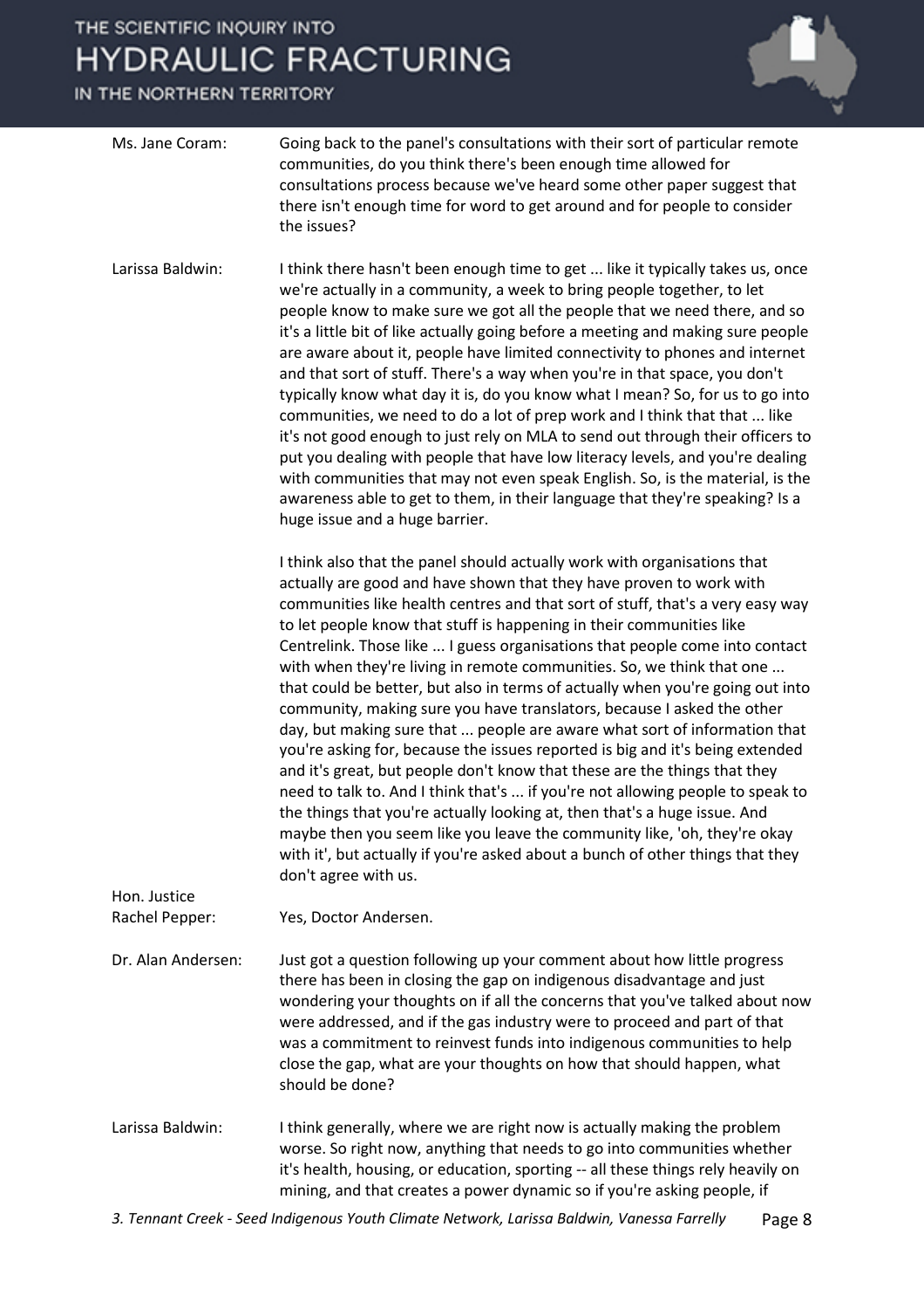**Ms. Jane Coram:** Going back to the panel's consultations with their sort of particular remote communities, do you think there's been enough time allowed for consultations process because we've heard some other paper suggest that there isn't enough time for word to get around and for people to consider the issues?

**Larissa Baldwin:** I think there hasn't been enough time to get ... like it typically takes us, once we're actually in a community, a week to bring people together, to let people know to make sure we got all the people that we need there, and so it's a little bit of like actually going before a meeting and making sure people are aware about it, people have limited connectivity to phones and internet and that sort of stuff. There's a way when you're in that space, you don't typically know what day it is, do you know what I mean? So, for us to go into communities, we need to do a lot of prep work and I think that that ... like it's not good enough to just rely on MLA to send out through their officers to put you dealing with people that have low literacy levels, and you're dealing with communities that may not even speak English. So, is the material, is the awareness able to get to them, in their language that they're speaking? Is a huge issue and a huge barrier.

I think also that the panel should actually work with organisations that actually are good and have shown that they have proven to work with communities like health centres and that sort of stuff, that's a very easy way to let people know that stuff is happening in their communities like Centrelink. Those like ... I guess organisations that people come into contact with when they're living in remote communities. So, we think that one ... that could be better, but also in terms of actually when you're going out into community, making sure you have translators, because I asked the other day, but making sure that ... people are aware what sort of information that you're asking for, because the issues reported is big and it's being extended and it's great, but people don't know that these are the things that they need to talk to. And I think that's ... if you're not allowing people to speak to the things that you're actually looking at, then that's a huge issue. And maybe then you seem like you leave the community like, 'oh, they're okay with it', but actually if you're asked about a bunch of other things that they don't agree with us.

**Hon. Justice Rachel Pepper:** Yes, Doctor Andersen.

**Dr. Alan Andersen:** Just got a question following up your comment about how little progress there has been in closing the gap on indigenous disadvantage and just wondering your thoughts on if all the concerns that you've talked about now were addressed, and if the gas industry were to proceed and part of that was a commitment to reinvest funds into indigenous communities to help close the gap, what are your thoughts on how that should happen, what should be done?

**Larissa Baldwin:** I think generally, where we are right now is actually making the problem worse. So right now, anything that needs to go into communities whether it's health, housing, or education, sporting -- all these things rely heavily on mining, and that creates a power dynamic so if you're asking people, if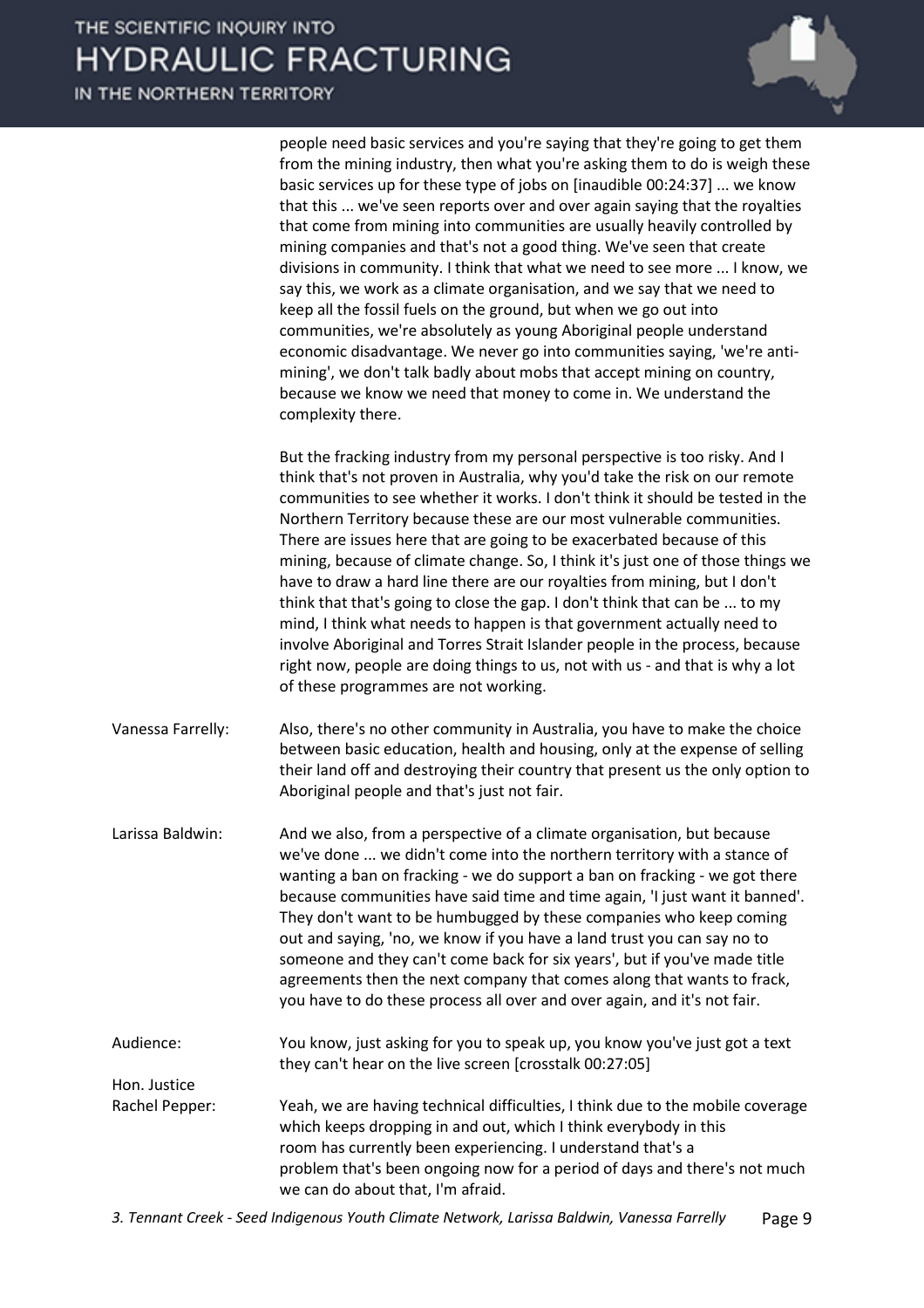people need basic services and you're saying that they're going to get them from the mining industry, then what you're asking them to do is weigh these basic services up for these type of jobs on [inaudible 00:24:37] ... we know that this ... we've seen reports over and over again saying that the royalties that come from mining into communities are usually heavily controlled by mining companies and that's not a good thing. We've seen that create divisions in community. I think that what we need to see more ... I know, we say this, we work as a climate organisation, and we say that we need to keep all the fossil fuels on the ground, but when we go out into communities, we're absolutely as young Aboriginal people understand economic disadvantage. We never go into communities saying, 'we're anti-mining', we don't talk badly about mobs that accept mining on country, because we know we need that money to come in. We understand the complexity there.

But the fracking industry from my personal perspective is too risky. And I think that's not proven in Australia, why you'd take the risk on our remote communities to see whether it works. I don't think it should be tested in the Northern Territory because these are our most vulnerable communities. There are issues here that are going to be exacerbated because of this mining, because of climate change. So, I think it's just one of those things we have to draw a hard line there are our royalties from mining, but I don't think that that's going to close the gap. I don't think that can be ... to my mind, I think what needs to happen is that government actually need to involve Aboriginal and Torres Strait Islander people in the process, because right now, people are doing things to us, not with us - and that is why a lot of these programmes are not working.

Vanessa Farrelly: Also, there's no other community in Australia, you have to make the choice between basic education, health and housing, only at the expense of selling their land off and destroying their country that present us the only option to Aboriginal people and that's just not fair.

Larissa Baldwin: And we also, from a perspective of a climate organisation, but because we've done ... we didn't come into the northern territory with a stance of wanting a ban on fracking - we do support a ban on fracking - we got there because communities have said time and time again, 'I just want it banned'. They don't want to be humbugged by these companies who keep coming out and saying, 'no, we know if you have a land trust you can say no to someone and they can't come back for six years', but if you've made title agreements then the next company that comes along that wants to frack, you have to do these process all over and over again, and it's not fair.

Audience: You know, just asking for you to speak up, you know you've just got a text they can't hear on the live screen [crosstalk 00:27:05]

Hon. Justice Rachel Pepper: Yeah, we are having technical difficulties, I think due to the mobile coverage which keeps dropping in and out, which I think everybody in this room has currently been experiencing. I understand that's a problem that's been ongoing now for a period of days and there's not much we can do about that, I'm afraid.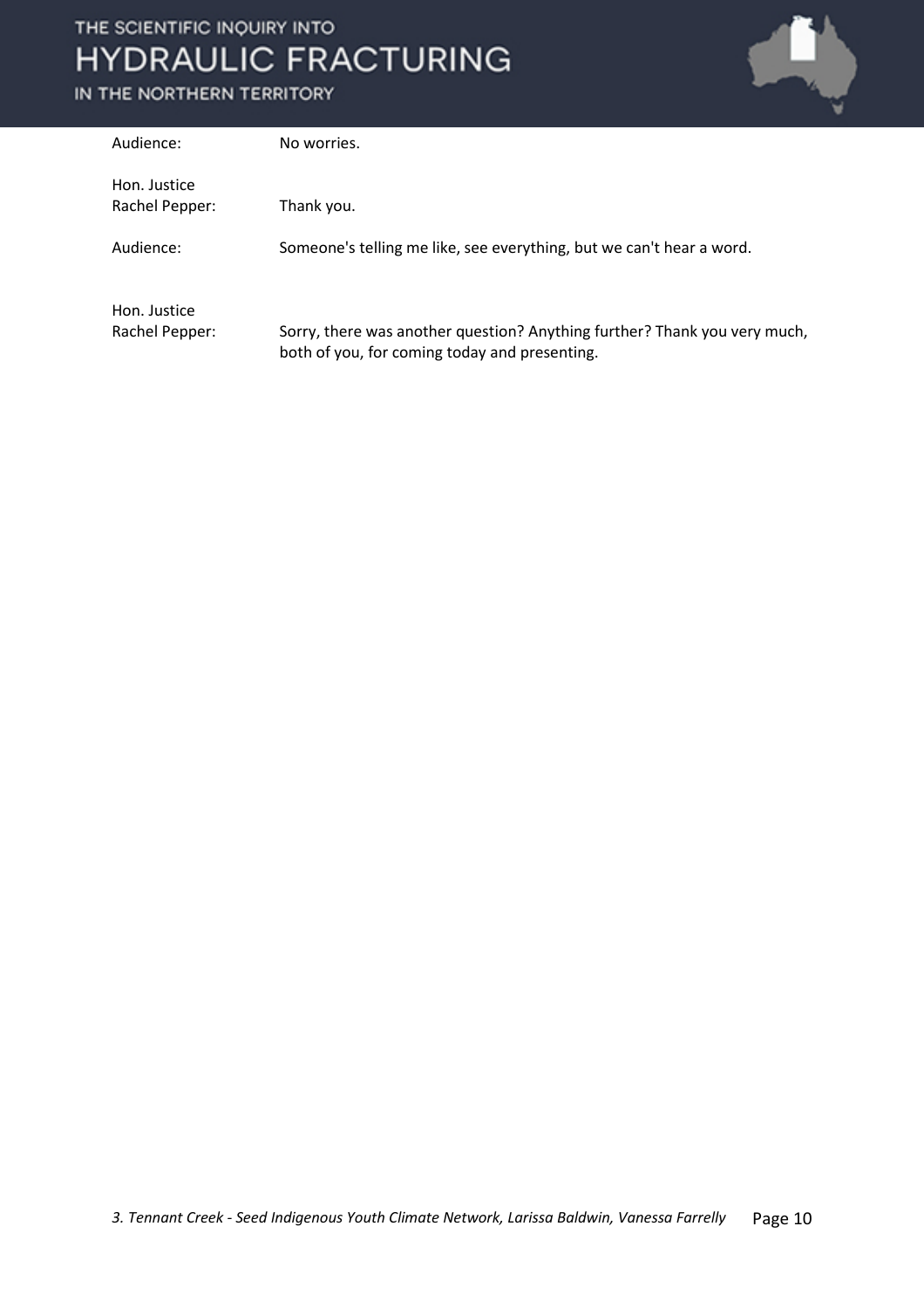| | |
|---|---|
| Audience: | No worries. |
| Hon. Justice Rachel Pepper: | Thank you. |
| Audience: | Someone's telling me like, see everything, but we can't hear a word. |
| Hon. Justice Rachel Pepper: | Sorry, there was another question? Anything further? Thank you very much, both of you, for coming today and presenting. |